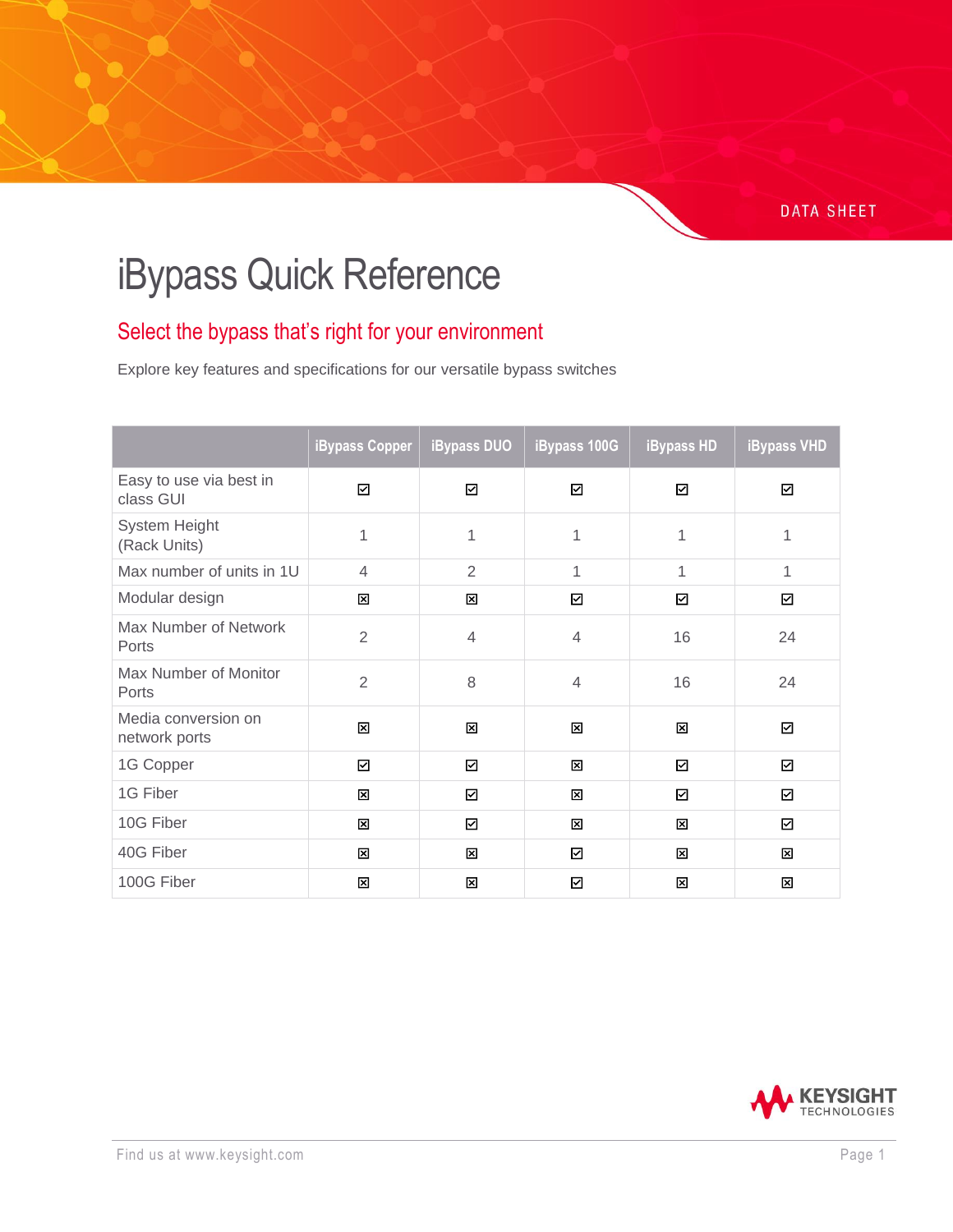DATA SHEET

# iBypass Quick Reference

## Select the bypass that's right for your environment

Explore key features and specifications for our versatile bypass switches

| | iBypass Copper | iBypass DUO | iBypass 100G | iBypass HD | iBypass VHD |
|---|---|---|---|---|---|
| Easy to use via best in class GUI | ☑ | ☑ | ☑ | ☑ | ☑ |
| System Height (Rack Units) | 1 | 1 | 1 | 1 | 1 |
| Max number of units in 1U | 4 | 2 | 1 | 1 | 1 |
| Modular design | ☒ | ☒ | ☑ | ☑ | ☑ |
| Max Number of Network Ports | 2 | 4 | 4 | 16 | 24 |
| Max Number of Monitor Ports | 2 | 8 | 4 | 16 | 24 |
| Media conversion on network ports | ☒ | ☒ | ☒ | ☒ | ☑ |
| 1G Copper | ☑ | ☑ | ☒ | ☑ | ☑ |
| 1G Fiber | ☒ | ☑ | ☒ | ☑ | ☑ |
| 10G Fiber | ☒ | ☑ | ☒ | ☒ | ☑ |
| 40G Fiber | ☒ | ☒ | ☑ | ☒ | ☒ |
| 100G Fiber | ☒ | ☒ | ☑ | ☒ | ☒ |

KEYSIGHT TECHNOLOGIES

Find us at www.keysight.com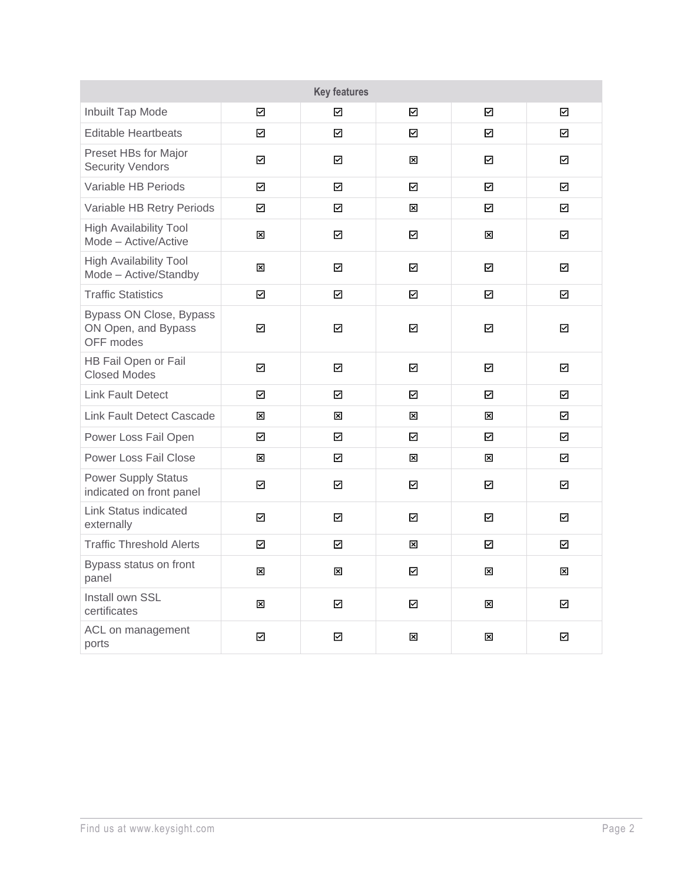| Key features | | | | | |
|---|---|---|---|---|---|
| Inbuilt Tap Mode | ☑ | ☑ | ☑ | ☑ | ☑ |
| Editable Heartbeats | ☑ | ☑ | ☑ | ☑ | ☑ |
| Preset HBs for Major Security Vendors | ☑ | ☑ | ☒ | ☑ | ☑ |
| Variable HB Periods | ☑ | ☑ | ☑ | ☑ | ☑ |
| Variable HB Retry Periods | ☑ | ☑ | ☒ | ☑ | ☑ |
| High Availability Tool Mode – Active/Active | ☒ | ☑ | ☑ | ☒ | ☑ |
| High Availability Tool Mode – Active/Standby | ☒ | ☑ | ☑ | ☑ | ☑ |
| Traffic Statistics | ☑ | ☑ | ☑ | ☑ | ☑ |
| Bypass ON Close, Bypass ON Open, and Bypass OFF modes | ☑ | ☑ | ☑ | ☑ | ☑ |
| HB Fail Open or Fail Closed Modes | ☑ | ☑ | ☑ | ☑ | ☑ |
| Link Fault Detect | ☑ | ☑ | ☑ | ☑ | ☑ |
| Link Fault Detect Cascade | ☒ | ☒ | ☒ | ☒ | ☑ |
| Power Loss Fail Open | ☑ | ☑ | ☑ | ☑ | ☑ |
| Power Loss Fail Close | ☒ | ☑ | ☒ | ☒ | ☑ |
| Power Supply Status indicated on front panel | ☑ | ☑ | ☑ | ☑ | ☑ |
| Link Status indicated externally | ☑ | ☑ | ☑ | ☑ | ☑ |
| Traffic Threshold Alerts | ☑ | ☑ | ☒ | ☑ | ☑ |
| Bypass status on front panel | ☒ | ☒ | ☑ | ☒ | ☒ |
| Install own SSL certificates | ☒ | ☑ | ☑ | ☒ | ☑ |
| ACL on management ports | ☑ | ☑ | ☒ | ☒ | ☑ |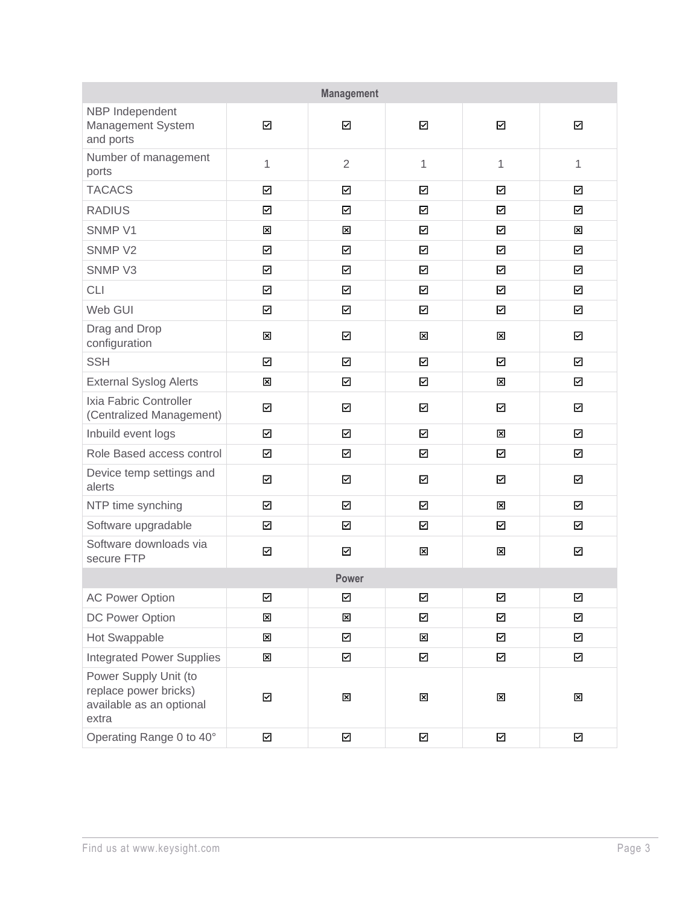| Management | | | | | |
|---|---|---|---|---|---|
| NBP Independent Management System and ports | ☑ | ☑ | ☑ | ☑ | ☑ |
| Number of management ports | 1 | 2 | 1 | 1 | 1 |
| TACACS | ☑ | ☑ | ☑ | ☑ | ☑ |
| RADIUS | ☑ | ☑ | ☑ | ☑ | ☑ |
| SNMP V1 | ☒ | ☒ | ☑ | ☑ | ☒ |
| SNMP V2 | ☑ | ☑ | ☑ | ☑ | ☑ |
| SNMP V3 | ☑ | ☑ | ☑ | ☑ | ☑ |
| CLI | ☑ | ☑ | ☑ | ☑ | ☑ |
| Web GUI | ☑ | ☑ | ☑ | ☑ | ☑ |
| Drag and Drop configuration | ☒ | ☑ | ☒ | ☒ | ☑ |
| SSH | ☑ | ☑ | ☑ | ☑ | ☑ |
| External Syslog Alerts | ☒ | ☑ | ☑ | ☒ | ☑ |
| Ixia Fabric Controller (Centralized Management) | ☑ | ☑ | ☑ | ☑ | ☑ |
| Inbuild event logs | ☑ | ☑ | ☑ | ☒ | ☑ |
| Role Based access control | ☑ | ☑ | ☑ | ☑ | ☑ |
| Device temp settings and alerts | ☑ | ☑ | ☑ | ☑ | ☑ |
| NTP time synching | ☑ | ☑ | ☑ | ☒ | ☑ |
| Software upgradable | ☑ | ☑ | ☑ | ☑ | ☑ |
| Software downloads via secure FTP | ☑ | ☑ | ☒ | ☒ | ☑ |
| **Power** | | | | | |
| AC Power Option | ☑ | ☑ | ☑ | ☑ | ☑ |
| DC Power Option | ☒ | ☒ | ☑ | ☑ | ☑ |
| Hot Swappable | ☒ | ☑ | ☒ | ☑ | ☑ |
| Integrated Power Supplies | ☒ | ☑ | ☑ | ☑ | ☑ |
| Power Supply Unit (to replace power bricks) available as an optional extra | ☑ | ☒ | ☒ | ☒ | ☒ |
| Operating Range 0 to 40° | ☑ | ☑ | ☑ | ☑ | ☑ |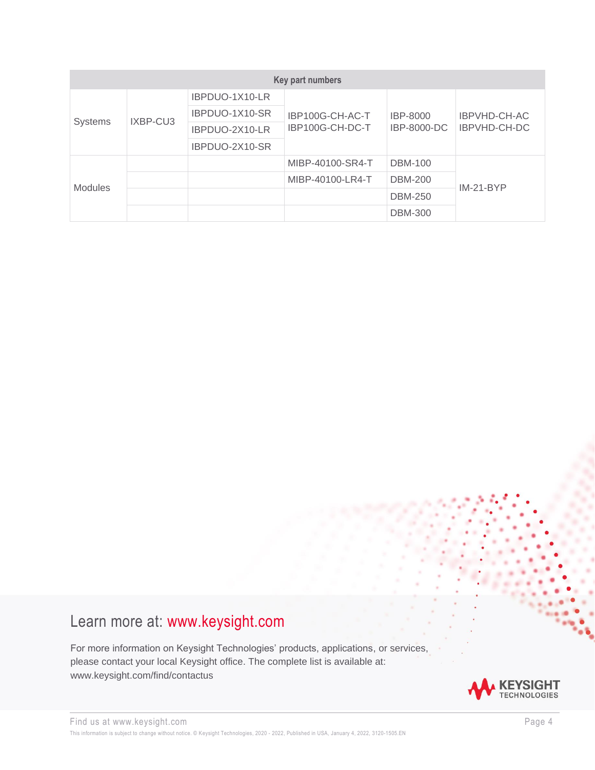| Key part numbers | | | | | |
| --- | --- | --- | --- | --- | --- |
| Systems | IXBP-CU3 | IBPDUO-1X10-LR | IBP100G-CH-AC-T<br>IBP100G-CH-DC-T | IBP-8000<br>IBP-8000-DC | IBPVHD-CH-AC<br>IBPVHD-CH-DC |
| | | IBPDUO-1X10-SR | | | |
| | | IBPDUO-2X10-LR | | | |
| | | IBPDUO-2X10-SR | | | |
| Modules | | | MIBP-40100-SR4-T | DBM-100 | IM-21-BYP |
| | | | MIBP-40100-LR4-T | DBM-200 | |
| | | | | DBM-250 | |
| | | | | DBM-300 | |

## Learn more at: www.keysight.com

For more information on Keysight Technologies' products, applications, or services, please contact your local Keysight office. The complete list is available at: www.keysight.com/find/contactus

KEYSIGHT TECHNOLOGIES

Find us at www.keysight.com

This information is subject to change without notice. © Keysight Technologies, 2020 - 2022, Published in USA, January 4, 2022, 3120-1505.EN